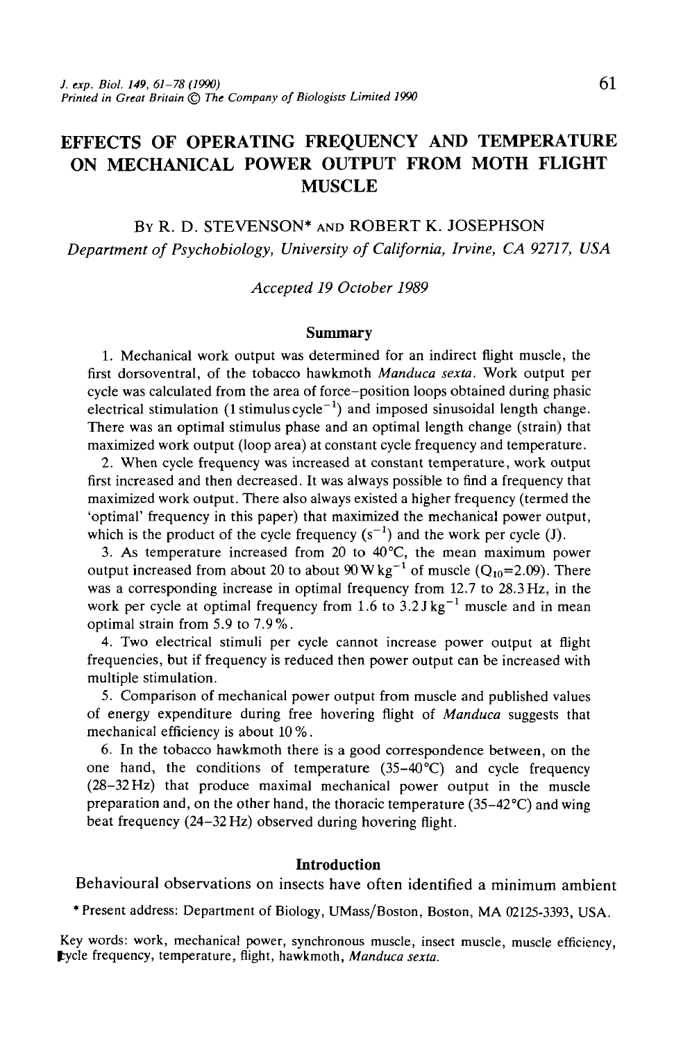# EFFECTS OF OPERATING FREQUENCY AND TEMPERATURE ON MECHANICAL POWER OUTPUT FROM MOTH FLIGHT MUSCLE

By R. D. STEVENSON* and ROBERT K. JOSEPHSON

*Department of Psychobiology, University of California, Irvine, CA 92717, USA*

*Accepted 19 October 1989*

## Summary

1. Mechanical work output was determined for an indirect flight muscle, the first dorsoventral, of the tobacco hawkmoth *Manduca sexta*. Work output per cycle was calculated from the area of force–position loops obtained during phasic electrical stimulation (1 stimulus cycle$^{-1}$) and imposed sinusoidal length change. There was an optimal stimulus phase and an optimal length change (strain) that maximized work output (loop area) at constant cycle frequency and temperature.

2. When cycle frequency was increased at constant temperature, work output first increased and then decreased. It was always possible to find a frequency that maximized work output. There also always existed a higher frequency (termed the 'optimal' frequency in this paper) that maximized the mechanical power output, which is the product of the cycle frequency (s$^{-1}$) and the work per cycle (J).

3. As temperature increased from 20 to 40°C, the mean maximum power output increased from about 20 to about 90 W kg$^{-1}$ of muscle ($Q_{10}$=2.09). There was a corresponding increase in optimal frequency from 12.7 to 28.3 Hz, in the work per cycle at optimal frequency from 1.6 to 3.2 J kg$^{-1}$ muscle and in mean optimal strain from 5.9 to 7.9 %.

4. Two electrical stimuli per cycle cannot increase power output at flight frequencies, but if frequency is reduced then power output can be increased with multiple stimulation.

5. Comparison of mechanical power output from muscle and published values of energy expenditure during free hovering flight of *Manduca* suggests that mechanical efficiency is about 10 %.

6. In the tobacco hawkmoth there is a good correspondence between, on the one hand, the conditions of temperature (35–40°C) and cycle frequency (28–32 Hz) that produce maximal mechanical power output in the muscle preparation and, on the other hand, the thoracic temperature (35–42°C) and wing beat frequency (24–32 Hz) observed during hovering flight.

## Introduction

Behavioural observations on insects have often identified a minimum ambient

* Present address: Department of Biology, UMass/Boston, Boston, MA 02125-3393, USA.

Key words: work, mechanical power, synchronous muscle, insect muscle, muscle efficiency, cycle frequency, temperature, flight, hawkmoth, *Manduca sexta*.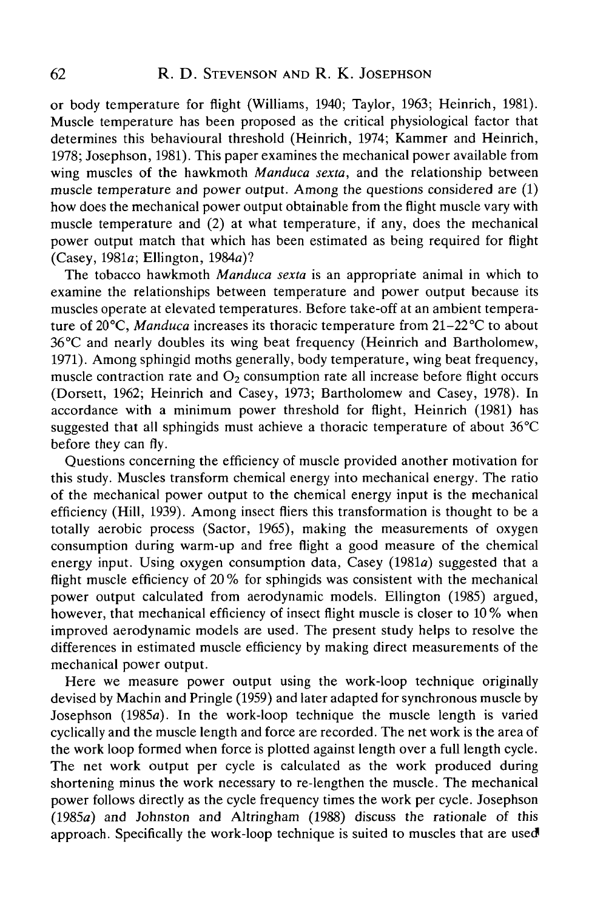or body temperature for flight (Williams, 1940; Taylor, 1963; Heinrich, 1981). Muscle temperature has been proposed as the critical physiological factor that determines this behavioural threshold (Heinrich, 1974; Kammer and Heinrich, 1978; Josephson, 1981). This paper examines the mechanical power available from wing muscles of the hawkmoth *Manduca sexta*, and the relationship between muscle temperature and power output. Among the questions considered are (1) how does the mechanical power output obtainable from the flight muscle vary with muscle temperature and (2) at what temperature, if any, does the mechanical power output match that which has been estimated as being required for flight (Casey, 1981*a*; Ellington, 1984*a*)?

The tobacco hawkmoth *Manduca sexta* is an appropriate animal in which to examine the relationships between temperature and power output because its muscles operate at elevated temperatures. Before take-off at an ambient temperature of 20°C, *Manduca* increases its thoracic temperature from 21–22°C to about 36°C and nearly doubles its wing beat frequency (Heinrich and Bartholomew, 1971). Among sphingid moths generally, body temperature, wing beat frequency, muscle contraction rate and $O_2$ consumption rate all increase before flight occurs (Dorsett, 1962; Heinrich and Casey, 1973; Bartholomew and Casey, 1978). In accordance with a minimum power threshold for flight, Heinrich (1981) has suggested that all sphingids must achieve a thoracic temperature of about 36°C before they can fly.

Questions concerning the efficiency of muscle provided another motivation for this study. Muscles transform chemical energy into mechanical energy. The ratio of the mechanical power output to the chemical energy input is the mechanical efficiency (Hill, 1939). Among insect fliers this transformation is thought to be a totally aerobic process (Sactor, 1965), making the measurements of oxygen consumption during warm-up and free flight a good measure of the chemical energy input. Using oxygen consumption data, Casey (1981*a*) suggested that a flight muscle efficiency of 20% for sphingids was consistent with the mechanical power output calculated from aerodynamic models. Ellington (1985) argued, however, that mechanical efficiency of insect flight muscle is closer to 10% when improved aerodynamic models are used. The present study helps to resolve the differences in estimated muscle efficiency by making direct measurements of the mechanical power output.

Here we measure power output using the work-loop technique originally devised by Machin and Pringle (1959) and later adapted for synchronous muscle by Josephson (1985*a*). In the work-loop technique the muscle length is varied cyclically and the muscle length and force are recorded. The net work is the area of the work loop formed when force is plotted against length over a full length cycle. The net work output per cycle is calculated as the work produced during shortening minus the work necessary to re-lengthen the muscle. The mechanical power follows directly as the cycle frequency times the work per cycle. Josephson (1985*a*) and Johnston and Altringham (1988) discuss the rationale of this approach. Specifically the work-loop technique is suited to muscles that are used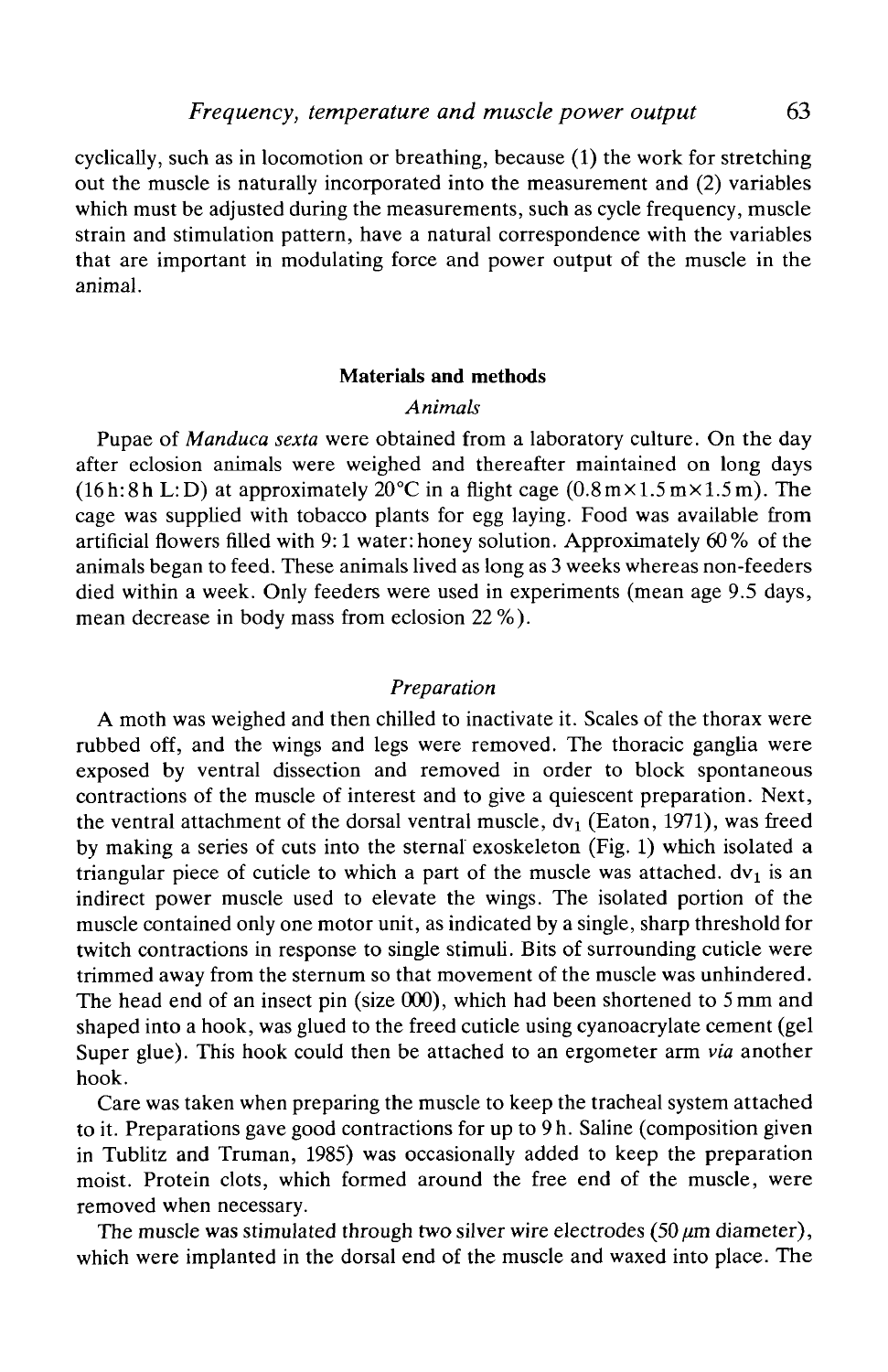cyclically, such as in locomotion or breathing, because (1) the work for stretching out the muscle is naturally incorporated into the measurement and (2) variables which must be adjusted during the measurements, such as cycle frequency, muscle strain and stimulation pattern, have a natural correspondence with the variables that are important in modulating force and power output of the muscle in the animal.

## Materials and methods

### *Animals*

Pupae of *Manduca sexta* were obtained from a laboratory culture. On the day after eclosion animals were weighed and thereafter maintained on long days (16 h: 8 h L: D) at approximately 20°C in a flight cage (0.8 m × 1.5 m × 1.5 m). The cage was supplied with tobacco plants for egg laying. Food was available from artificial flowers filled with 9:1 water: honey solution. Approximately 60 % of the animals began to feed. These animals lived as long as 3 weeks whereas non-feeders died within a week. Only feeders were used in experiments (mean age 9.5 days, mean decrease in body mass from eclosion 22 %).

### *Preparation*

A moth was weighed and then chilled to inactivate it. Scales of the thorax were rubbed off, and the wings and legs were removed. The thoracic ganglia were exposed by ventral dissection and removed in order to block spontaneous contractions of the muscle of interest and to give a quiescent preparation. Next, the ventral attachment of the dorsal ventral muscle, $dv_1$ (Eaton, 1971), was freed by making a series of cuts into the sternal exoskeleton (Fig. 1) which isolated a triangular piece of cuticle to which a part of the muscle was attached. $dv_1$ is an indirect power muscle used to elevate the wings. The isolated portion of the muscle contained only one motor unit, as indicated by a single, sharp threshold for twitch contractions in response to single stimuli. Bits of surrounding cuticle were trimmed away from the sternum so that movement of the muscle was unhindered. The head end of an insect pin (size 000), which had been shortened to 5 mm and shaped into a hook, was glued to the freed cuticle using cyanoacrylate cement (gel Super glue). This hook could then be attached to an ergometer arm *via* another hook.

Care was taken when preparing the muscle to keep the tracheal system attached to it. Preparations gave good contractions for up to 9 h. Saline (composition given in Tublitz and Truman, 1985) was occasionally added to keep the preparation moist. Protein clots, which formed around the free end of the muscle, were removed when necessary.

The muscle was stimulated through two silver wire electrodes (50 μm diameter), which were implanted in the dorsal end of the muscle and waxed into place. The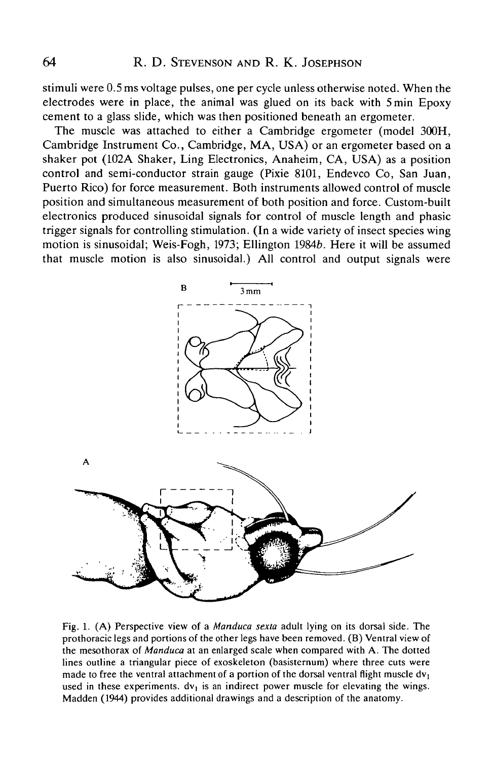stimuli were 0.5 ms voltage pulses, one per cycle unless otherwise noted. When the electrodes were in place, the animal was glued on its back with 5 min Epoxy cement to a glass slide, which was then positioned beneath an ergometer.

The muscle was attached to either a Cambridge ergometer (model 300H, Cambridge Instrument Co., Cambridge, MA, USA) or an ergometer based on a shaker pot (102A Shaker, Ling Electronics, Anaheim, CA, USA) as a position control and semi-conductor strain gauge (Pixie 8101, Endevco Co, San Juan, Puerto Rico) for force measurement. Both instruments allowed control of muscle position and simultaneous measurement of both position and force. Custom-built electronics produced sinusoidal signals for control of muscle length and phasic trigger signals for controlling stimulation. (In a wide variety of insect species wing motion is sinusoidal; Weis-Fogh, 1973; Ellington 1984*b*. Here it will be assumed that muscle motion is also sinusoidal.) All control and output signals were

Fig. 1. (A) Perspective view of a *Manduca sexta* adult lying on its dorsal side. The prothoracic legs and portions of the other legs have been removed. (B) Ventral view of the mesothorax of *Manduca* at an enlarged scale when compared with A. The dotted lines outline a triangular piece of exoskeleton (basisternum) where three cuts were made to free the ventral attachment of a portion of the dorsal ventral flight muscle $dv_1$ used in these experiments. $dv_1$ is an indirect power muscle for elevating the wings. Madden (1944) provides additional drawings and a description of the anatomy.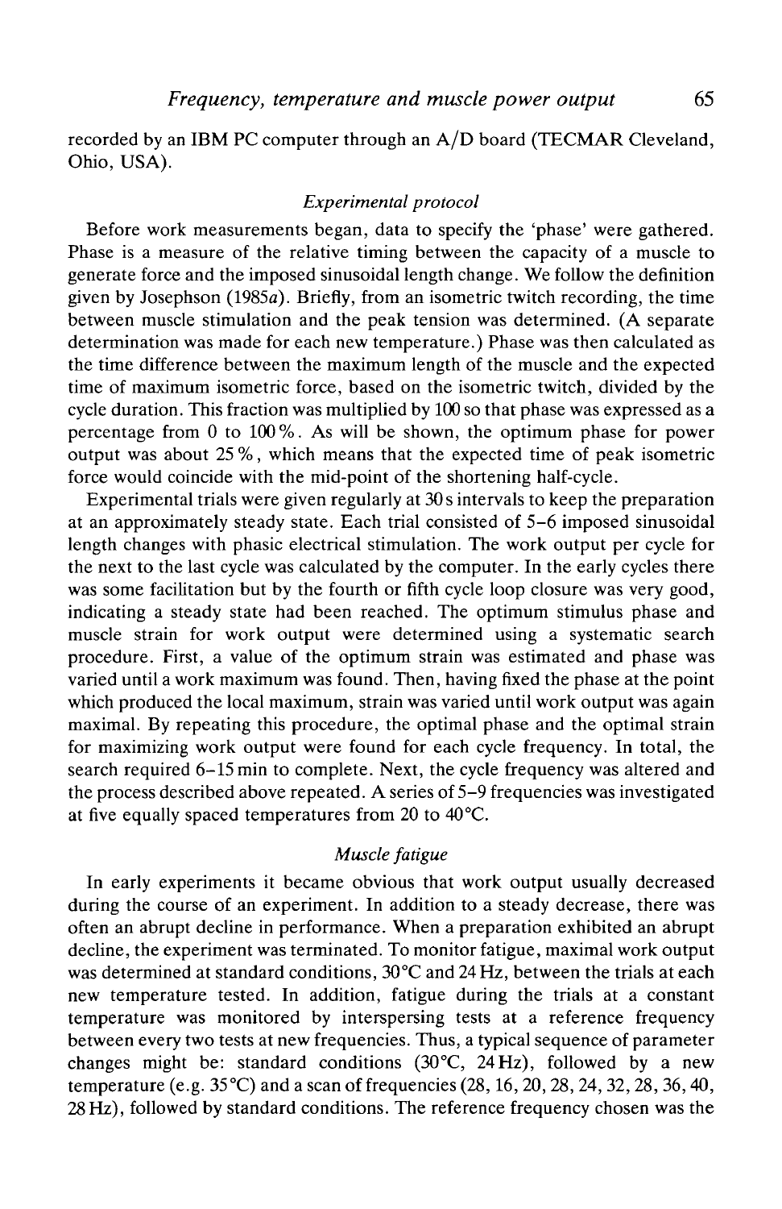recorded by an IBM PC computer through an A/D board (TECMAR Cleveland, Ohio, USA).

### *Experimental protocol*

Before work measurements began, data to specify the 'phase' were gathered. Phase is a measure of the relative timing between the capacity of a muscle to generate force and the imposed sinusoidal length change. We follow the definition given by Josephson (1985*a*). Briefly, from an isometric twitch recording, the time between muscle stimulation and the peak tension was determined. (A separate determination was made for each new temperature.) Phase was then calculated as the time difference between the maximum length of the muscle and the expected time of maximum isometric force, based on the isometric twitch, divided by the cycle duration. This fraction was multiplied by 100 so that phase was expressed as a percentage from 0 to 100 %. As will be shown, the optimum phase for power output was about 25 %, which means that the expected time of peak isometric force would coincide with the mid-point of the shortening half-cycle.

Experimental trials were given regularly at 30 s intervals to keep the preparation at an approximately steady state. Each trial consisted of 5–6 imposed sinusoidal length changes with phasic electrical stimulation. The work output per cycle for the next to the last cycle was calculated by the computer. In the early cycles there was some facilitation but by the fourth or fifth cycle loop closure was very good, indicating a steady state had been reached. The optimum stimulus phase and muscle strain for work output were determined using a systematic search procedure. First, a value of the optimum strain was estimated and phase was varied until a work maximum was found. Then, having fixed the phase at the point which produced the local maximum, strain was varied until work output was again maximal. By repeating this procedure, the optimal phase and the optimal strain for maximizing work output were found for each cycle frequency. In total, the search required 6–15 min to complete. Next, the cycle frequency was altered and the process described above repeated. A series of 5–9 frequencies was investigated at five equally spaced temperatures from 20 to 40 °C.

### *Muscle fatigue*

In early experiments it became obvious that work output usually decreased during the course of an experiment. In addition to a steady decrease, there was often an abrupt decline in performance. When a preparation exhibited an abrupt decline, the experiment was terminated. To monitor fatigue, maximal work output was determined at standard conditions, 30 °C and 24 Hz, between the trials at each new temperature tested. In addition, fatigue during the trials at a constant temperature was monitored by interspersing tests at a reference frequency between every two tests at new frequencies. Thus, a typical sequence of parameter changes might be: standard conditions (30 °C, 24 Hz), followed by a new temperature (e.g. 35 °C) and a scan of frequencies (28, 16, 20, 28, 24, 32, 28, 36, 40, 28 Hz), followed by standard conditions. The reference frequency chosen was the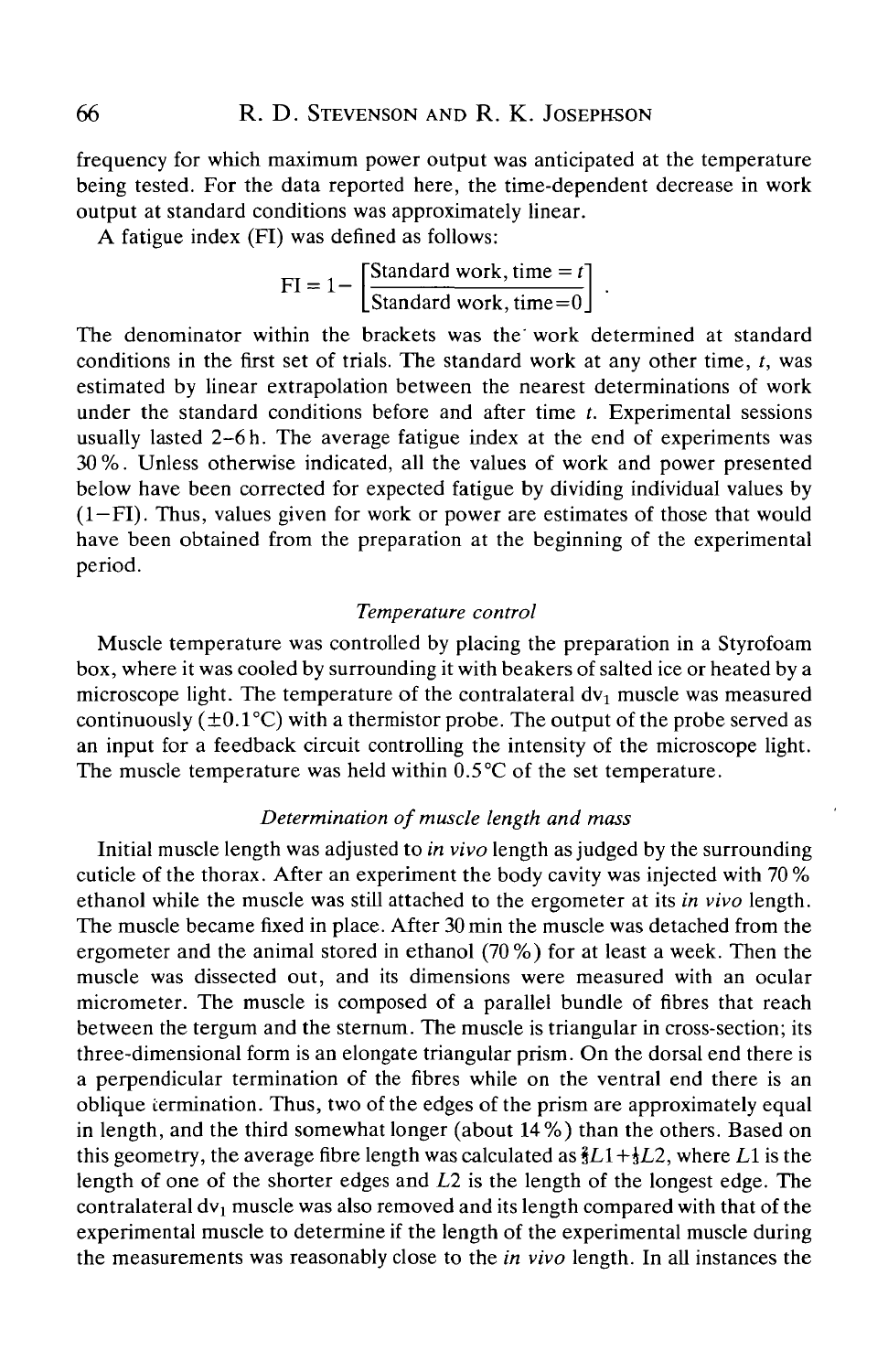frequency for which maximum power output was anticipated at the temperature being tested. For the data reported here, the time-dependent decrease in work output at standard conditions was approximately linear.

A fatigue index (FI) was defined as follows:

$$FI = 1 - \left[\frac{\text{Standard work, time} = t}{\text{Standard work, time} = 0}\right] .$$

The denominator within the brackets was the work determined at standard conditions in the first set of trials. The standard work at any other time, $t$, was estimated by linear extrapolation between the nearest determinations of work under the standard conditions before and after time $t$. Experimental sessions usually lasted 2–6 h. The average fatigue index at the end of experiments was 30 %. Unless otherwise indicated, all the values of work and power presented below have been corrected for expected fatigue by dividing individual values by $(1-FI)$. Thus, values given for work or power are estimates of those that would have been obtained from the preparation at the beginning of the experimental period.

### *Temperature control*

Muscle temperature was controlled by placing the preparation in a Styrofoam box, where it was cooled by surrounding it with beakers of salted ice or heated by a microscope light. The temperature of the contralateral $dv_1$ muscle was measured continuously ($\pm 0.1$ °C) with a thermistor probe. The output of the probe served as an input for a feedback circuit controlling the intensity of the microscope light. The muscle temperature was held within 0.5 °C of the set temperature.

### *Determination of muscle length and mass*

Initial muscle length was adjusted to *in vivo* length as judged by the surrounding cuticle of the thorax. After an experiment the body cavity was injected with 70 % ethanol while the muscle was still attached to the ergometer at its *in vivo* length. The muscle became fixed in place. After 30 min the muscle was detached from the ergometer and the animal stored in ethanol (70 %) for at least a week. Then the muscle was dissected out, and its dimensions were measured with an ocular micrometer. The muscle is composed of a parallel bundle of fibres that reach between the tergum and the sternum. The muscle is triangular in cross-section; its three-dimensional form is an elongate triangular prism. On the dorsal end there is a perpendicular termination of the fibres while on the ventral end there is an oblique termination. Thus, two of the edges of the prism are approximately equal in length, and the third somewhat longer (about 14 %) than the others. Based on this geometry, the average fibre length was calculated as $\frac{2}{3}L1 + \frac{1}{3}L2$, where $L1$ is the length of one of the shorter edges and $L2$ is the length of the longest edge. The contralateral $dv_1$ muscle was also removed and its length compared with that of the experimental muscle to determine if the length of the experimental muscle during the measurements was reasonably close to the *in vivo* length. In all instances the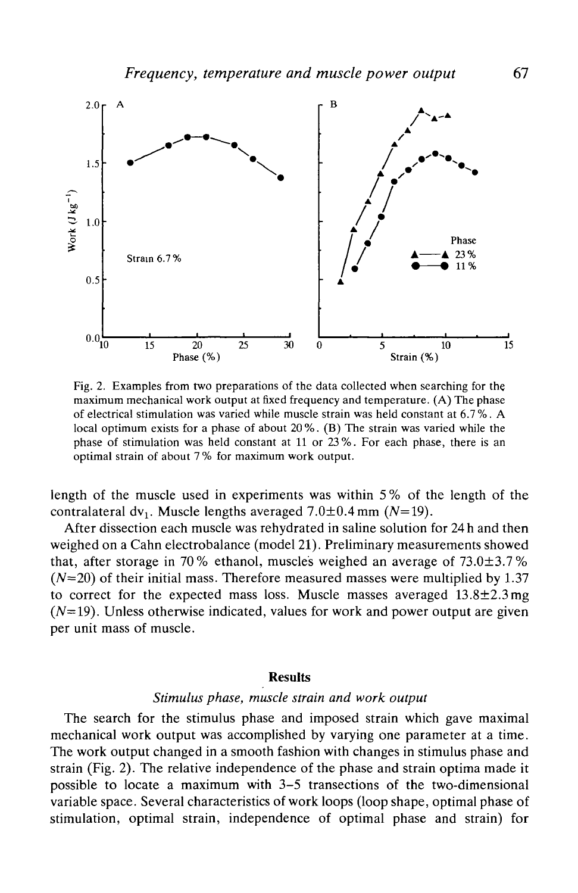Fig. 2. Examples from two preparations of the data collected when searching for the maximum mechanical work output at fixed frequency and temperature. (A) The phase of electrical stimulation was varied while muscle strain was held constant at 6.7 %. A local optimum exists for a phase of about 20 %. (B) The strain was varied while the phase of stimulation was held constant at 11 or 23 %. For each phase, there is an optimal strain of about 7 % for maximum work output.

length of the muscle used in experiments was within 5 % of the length of the contralateral $dv_1$. Muscle lengths averaged 7.0±0.4 mm ($N$=19).

After dissection each muscle was rehydrated in saline solution for 24 h and then weighed on a Cahn electrobalance (model 21). Preliminary measurements showed that, after storage in 70 % ethanol, muscles weighed an average of 73.0±3.7 % ($N$=20) of their initial mass. Therefore measured masses were multiplied by 1.37 to correct for the expected mass loss. Muscle masses averaged 13.8±2.3 mg ($N$=19). Unless otherwise indicated, values for work and power output are given per unit mass of muscle.

## Results

### *Stimulus phase, muscle strain and work output*

The search for the stimulus phase and imposed strain which gave maximal mechanical work output was accomplished by varying one parameter at a time. The work output changed in a smooth fashion with changes in stimulus phase and strain (Fig. 2). The relative independence of the phase and strain optima made it possible to locate a maximum with 3–5 transections of the two-dimensional variable space. Several characteristics of work loops (loop shape, optimal phase of stimulation, optimal strain, independence of optimal phase and strain) for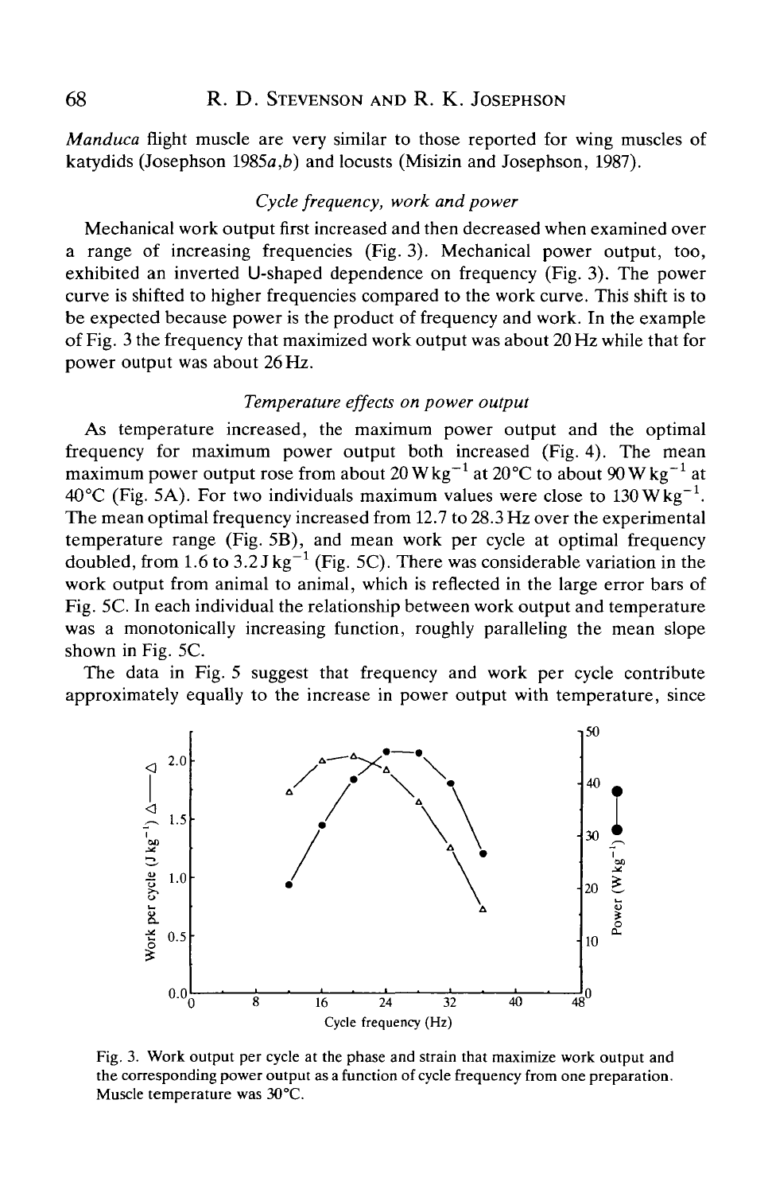*Manduca* flight muscle are very similar to those reported for wing muscles of katydids (Josephson 1985*a*,*b*) and locusts (Misizin and Josephson, 1987).

### *Cycle frequency, work and power*

Mechanical work output first increased and then decreased when examined over a range of increasing frequencies (Fig. 3). Mechanical power output, too, exhibited an inverted U-shaped dependence on frequency (Fig. 3). The power curve is shifted to higher frequencies compared to the work curve. This shift is to be expected because power is the product of frequency and work. In the example of Fig. 3 the frequency that maximized work output was about 20 Hz while that for power output was about 26 Hz.

### *Temperature effects on power output*

As temperature increased, the maximum power output and the optimal frequency for maximum power output both increased (Fig. 4). The mean maximum power output rose from about 20 W $kg^{-1}$ at 20°C to about 90 W $kg^{-1}$ at 40°C (Fig. 5A). For two individuals maximum values were close to 130 W $kg^{-1}$. The mean optimal frequency increased from 12.7 to 28.3 Hz over the experimental temperature range (Fig. 5B), and mean work per cycle at optimal frequency doubled, from 1.6 to 3.2 J $kg^{-1}$ (Fig. 5C). There was considerable variation in the work output from animal to animal, which is reflected in the large error bars of Fig. 5C. In each individual the relationship between work output and temperature was a monotonically increasing function, roughly paralleling the mean slope shown in Fig. 5C.

The data in Fig. 5 suggest that frequency and work per cycle contribute approximately equally to the increase in power output with temperature, since

Fig. 3. Work output per cycle at the phase and strain that maximize work output and the corresponding power output as a function of cycle frequency from one preparation. Muscle temperature was 30°C.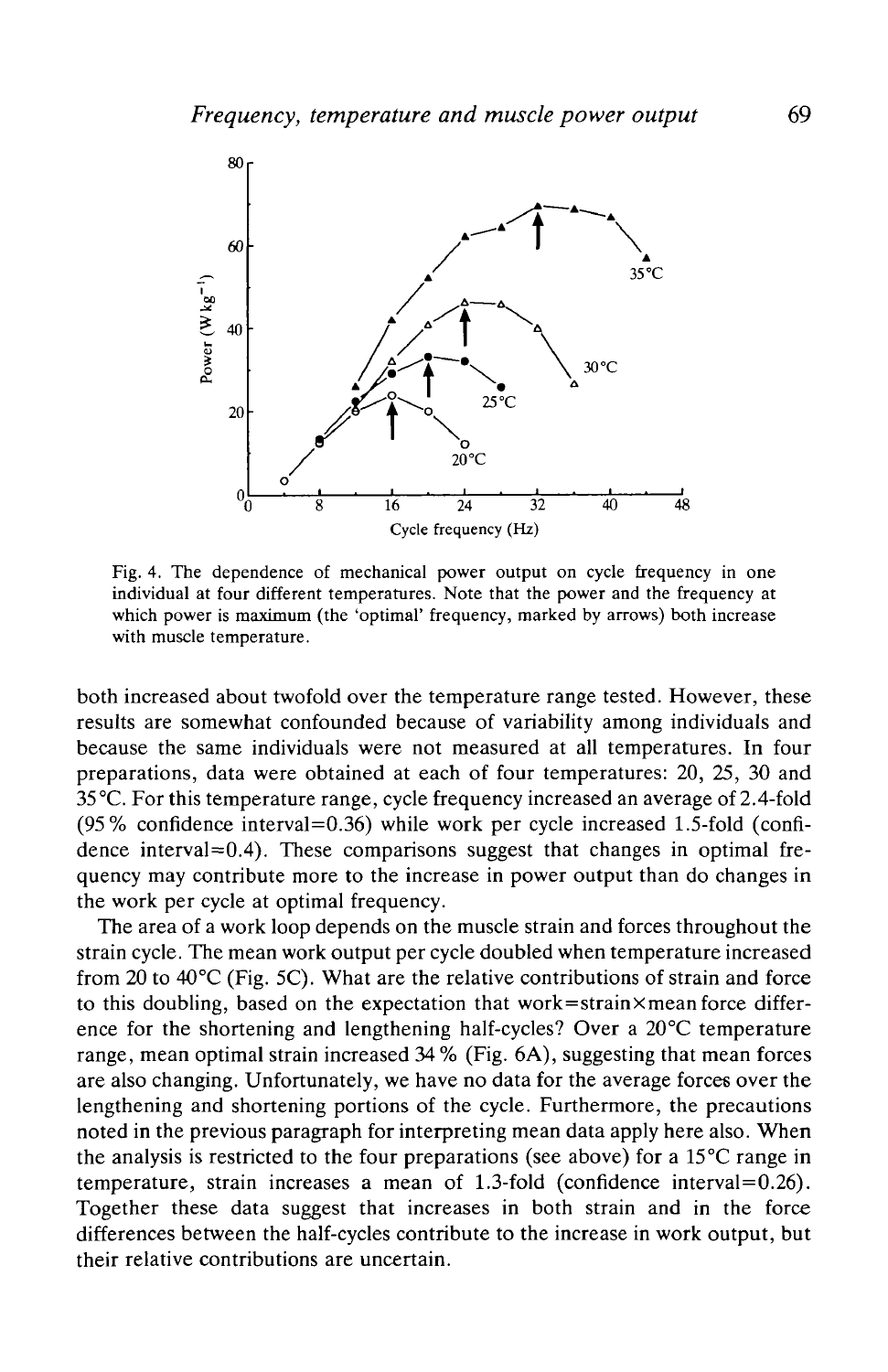Fig. 4. The dependence of mechanical power output on cycle frequency in one individual at four different temperatures. Note that the power and the frequency at which power is maximum (the 'optimal' frequency, marked by arrows) both increase with muscle temperature.

both increased about twofold over the temperature range tested. However, these results are somewhat confounded because of variability among individuals and because the same individuals were not measured at all temperatures. In four preparations, data were obtained at each of four temperatures: 20, 25, 30 and 35 °C. For this temperature range, cycle frequency increased an average of 2.4-fold (95 % confidence interval=0.36) while work per cycle increased 1.5-fold (confidence interval=0.4). These comparisons suggest that changes in optimal frequency may contribute more to the increase in power output than do changes in the work per cycle at optimal frequency.

The area of a work loop depends on the muscle strain and forces throughout the strain cycle. The mean work output per cycle doubled when temperature increased from 20 to 40 °C (Fig. 5C). What are the relative contributions of strain and force to this doubling, based on the expectation that work=strain×mean force difference for the shortening and lengthening half-cycles? Over a 20 °C temperature range, mean optimal strain increased 34 % (Fig. 6A), suggesting that mean forces are also changing. Unfortunately, we have no data for the average forces over the lengthening and shortening portions of the cycle. Furthermore, the precautions noted in the previous paragraph for interpreting mean data apply here also. When the analysis is restricted to the four preparations (see above) for a 15 °C range in temperature, strain increases a mean of 1.3-fold (confidence interval=0.26). Together these data suggest that increases in both strain and in the force differences between the half-cycles contribute to the increase in work output, but their relative contributions are uncertain.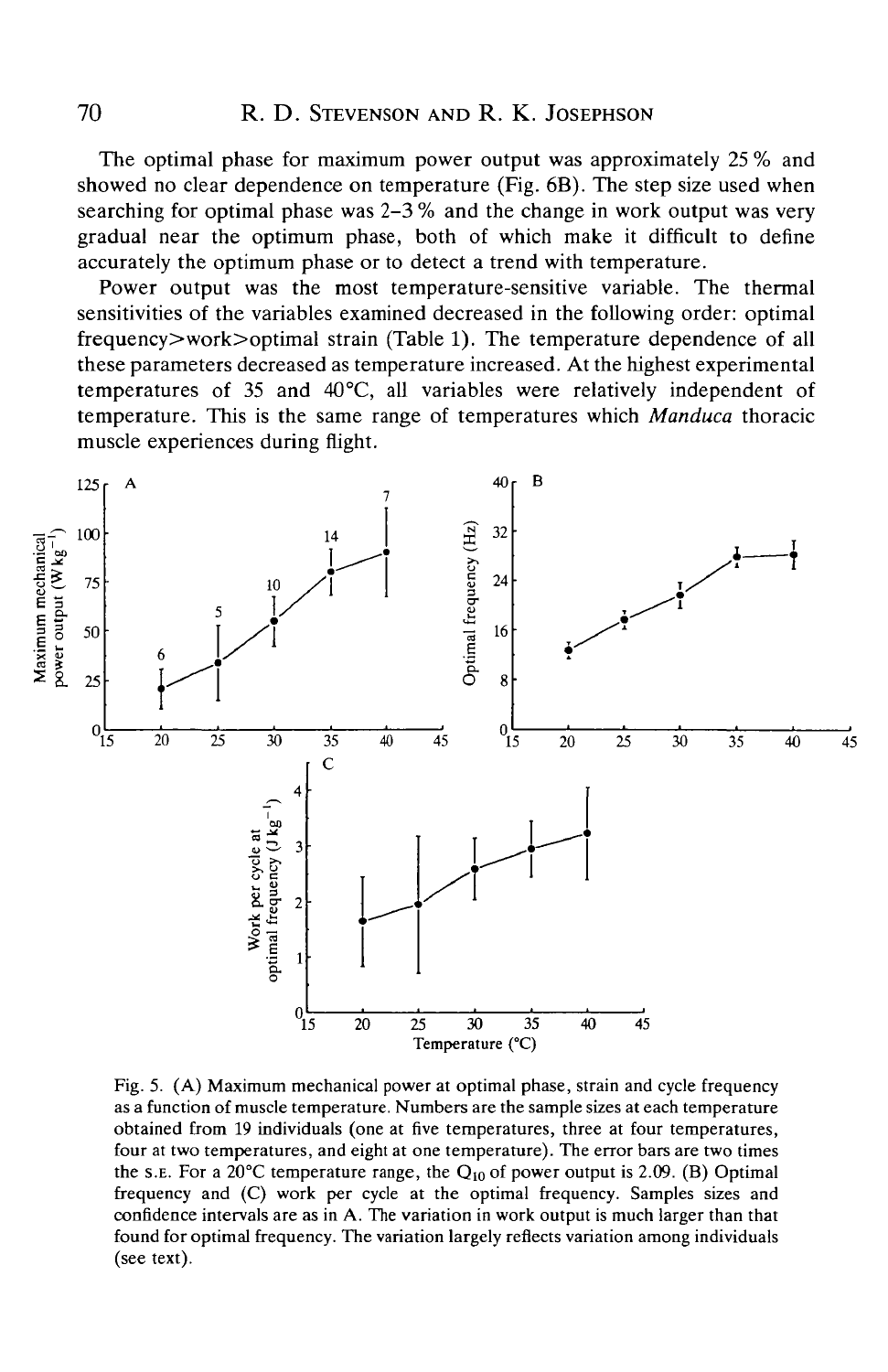The optimal phase for maximum power output was approximately 25 % and showed no clear dependence on temperature (Fig. 6B). The step size used when searching for optimal phase was 2–3 % and the change in work output was very gradual near the optimum phase, both of which make it difficult to define accurately the optimum phase or to detect a trend with temperature.

Power output was the most temperature-sensitive variable. The thermal sensitivities of the variables examined decreased in the following order: optimal frequency>work>optimal strain (Table 1). The temperature dependence of all these parameters decreased as temperature increased. At the highest experimental temperatures of 35 and 40°C, all variables were relatively independent of temperature. This is the same range of temperatures which *Manduca* thoracic muscle experiences during flight.

Fig. 5. (A) Maximum mechanical power at optimal phase, strain and cycle frequency as a function of muscle temperature. Numbers are the sample sizes at each temperature obtained from 19 individuals (one at five temperatures, three at four temperatures, four at two temperatures, and eight at one temperature). The error bars are two times the S.E. For a 20°C temperature range, the $Q_{10}$ of power output is 2.09. (B) Optimal frequency and (C) work per cycle at the optimal frequency. Samples sizes and confidence intervals are as in A. The variation in work output is much larger than that found for optimal frequency. The variation largely reflects variation among individuals (see text).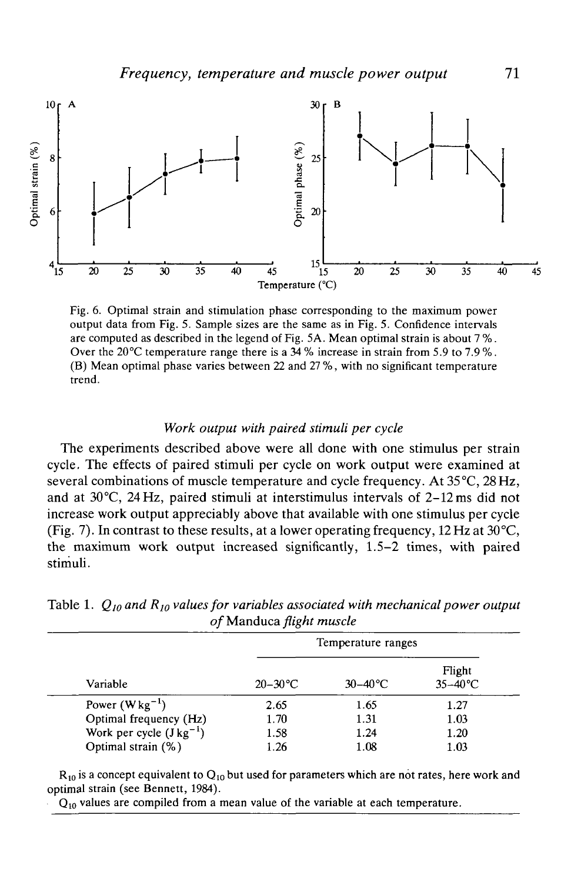Fig. 6. Optimal strain and stimulation phase corresponding to the maximum power output data from Fig. 5. Sample sizes are the same as in Fig. 5. Confidence intervals are computed as described in the legend of Fig. 5A. Mean optimal strain is about 7 %. Over the 20 °C temperature range there is a 34 % increase in strain from 5.9 to 7.9 %. (B) Mean optimal phase varies between 22 and 27 %, with no significant temperature trend.

### *Work output with paired stimuli per cycle*

The experiments described above were all done with one stimulus per strain cycle. The effects of paired stimuli per cycle on work output were examined at several combinations of muscle temperature and cycle frequency. At 35 °C, 28 Hz, and at 30 °C, 24 Hz, paired stimuli at interstimulus intervals of 2–12 ms did not increase work output appreciably above that available with one stimulus per cycle (Fig. 7). In contrast to these results, at a lower operating frequency, 12 Hz at 30 °C, the maximum work output increased significantly, 1.5–2 times, with paired stimuli.

Table 1. *$Q_{10}$ and $R_{10}$ values for variables associated with mechanical power output of* Manduca *flight muscle*

| Variable | Temperature ranges | | |
|---|---|---|---|
| | 20–30 °C | 30–40 °C | Flight 35–40 °C |
| Power ($W\,kg^{-1}$) | 2.65 | 1.65 | 1.27 |
| Optimal frequency (Hz) | 1.70 | 1.31 | 1.03 |
| Work per cycle ($J\,kg^{-1}$) | 1.58 | 1.24 | 1.20 |
| Optimal strain (%) | 1.26 | 1.08 | 1.03 |

$R_{10}$ is a concept equivalent to $Q_{10}$ but used for parameters which are not rates, here work and optimal strain (see Bennett, 1984).

$Q_{10}$ values are compiled from a mean value of the variable at each temperature.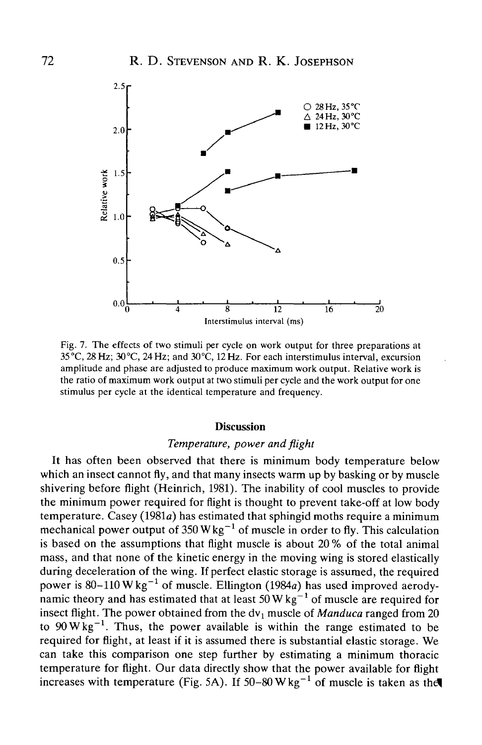Fig. 7. The effects of two stimuli per cycle on work output for three preparations at 35°C, 28 Hz; 30°C, 24 Hz; and 30°C, 12 Hz. For each interstimulus interval, excursion amplitude and phase are adjusted to produce maximum work output. Relative work is the ratio of maximum work output at two stimuli per cycle and the work output for one stimulus per cycle at the identical temperature and frequency.

## Discussion

### *Temperature, power and flight*

It has often been observed that there is minimum body temperature below which an insect cannot fly, and that many insects warm up by basking or by muscle shivering before flight (Heinrich, 1981). The inability of cool muscles to provide the minimum power required for flight is thought to prevent take-off at low body temperature. Casey (1981*a*) has estimated that sphingid moths require a minimum mechanical power output of $350\,\mathrm{W\,kg^{-1}}$ of muscle in order to fly. This calculation is based on the assumptions that flight muscle is about 20 % of the total animal mass, and that none of the kinetic energy in the moving wing is stored elastically during deceleration of the wing. If perfect elastic storage is assumed, the required power is $80$–$110\,\mathrm{W\,kg^{-1}}$ of muscle. Ellington (1984*a*) has used improved aerodynamic theory and has estimated that at least $50\,\mathrm{W\,kg^{-1}}$ of muscle are required for insect flight. The power obtained from the $dv_1$ muscle of *Manduca* ranged from 20 to $90\,\mathrm{W\,kg^{-1}}$. Thus, the power available is within the range estimated to be required for flight, at least if it is assumed there is substantial elastic storage. We can take this comparison one step further by estimating a minimum thoracic temperature for flight. Our data directly show that the power available for flight increases with temperature (Fig. 5A). If $50$–$80\,\mathrm{W\,kg^{-1}}$ of muscle is taken as the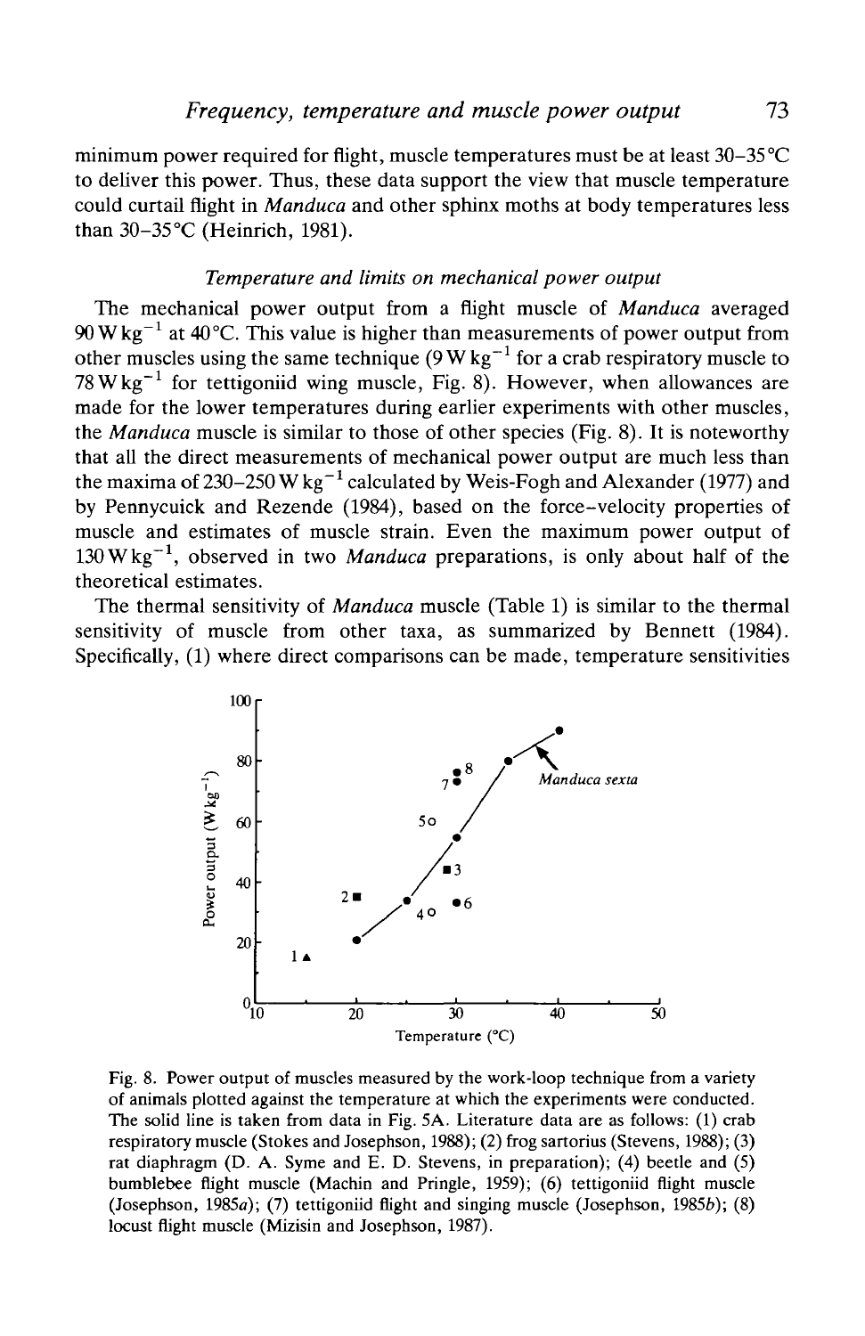minimum power required for flight, muscle temperatures must be at least 30–35 °C to deliver this power. Thus, these data support the view that muscle temperature could curtail flight in *Manduca* and other sphinx moths at body temperatures less than 30–35 °C (Heinrich, 1981).

### *Temperature and limits on mechanical power output*

The mechanical power output from a flight muscle of *Manduca* averaged $90\,\mathrm{W\,kg^{-1}}$ at 40 °C. This value is higher than measurements of power output from other muscles using the same technique ($9\,\mathrm{W\,kg^{-1}}$ for a crab respiratory muscle to $78\,\mathrm{W\,kg^{-1}}$ for tettigoniid wing muscle, Fig. 8). However, when allowances are made for the lower temperatures during earlier experiments with other muscles, the *Manduca* muscle is similar to those of other species (Fig. 8). It is noteworthy that all the direct measurements of mechanical power output are much less than the maxima of $230–250\,\mathrm{W\,kg^{-1}}$ calculated by Weis-Fogh and Alexander (1977) and by Pennycuick and Rezende (1984), based on the force–velocity properties of muscle and estimates of muscle strain. Even the maximum power output of $130\,\mathrm{W\,kg^{-1}}$, observed in two *Manduca* preparations, is only about half of the theoretical estimates.

The thermal sensitivity of *Manduca* muscle (Table 1) is similar to the thermal sensitivity of muscle from other taxa, as summarized by Bennett (1984). Specifically, (1) where direct comparisons can be made, temperature sensitivities

Fig. 8. Power output of muscles measured by the work-loop technique from a variety of animals plotted against the temperature at which the experiments were conducted. The solid line is taken from data in Fig. 5A. Literature data are as follows: (1) crab respiratory muscle (Stokes and Josephson, 1988); (2) frog sartorius (Stevens, 1988); (3) rat diaphragm (D. A. Syme and E. D. Stevens, in preparation); (4) beetle and (5) bumblebee flight muscle (Machin and Pringle, 1959); (6) tettigoniid flight muscle (Josephson, 1985*a*); (7) tettigoniid flight and singing muscle (Josephson, 1985*b*); (8) locust flight muscle (Mizisin and Josephson, 1987).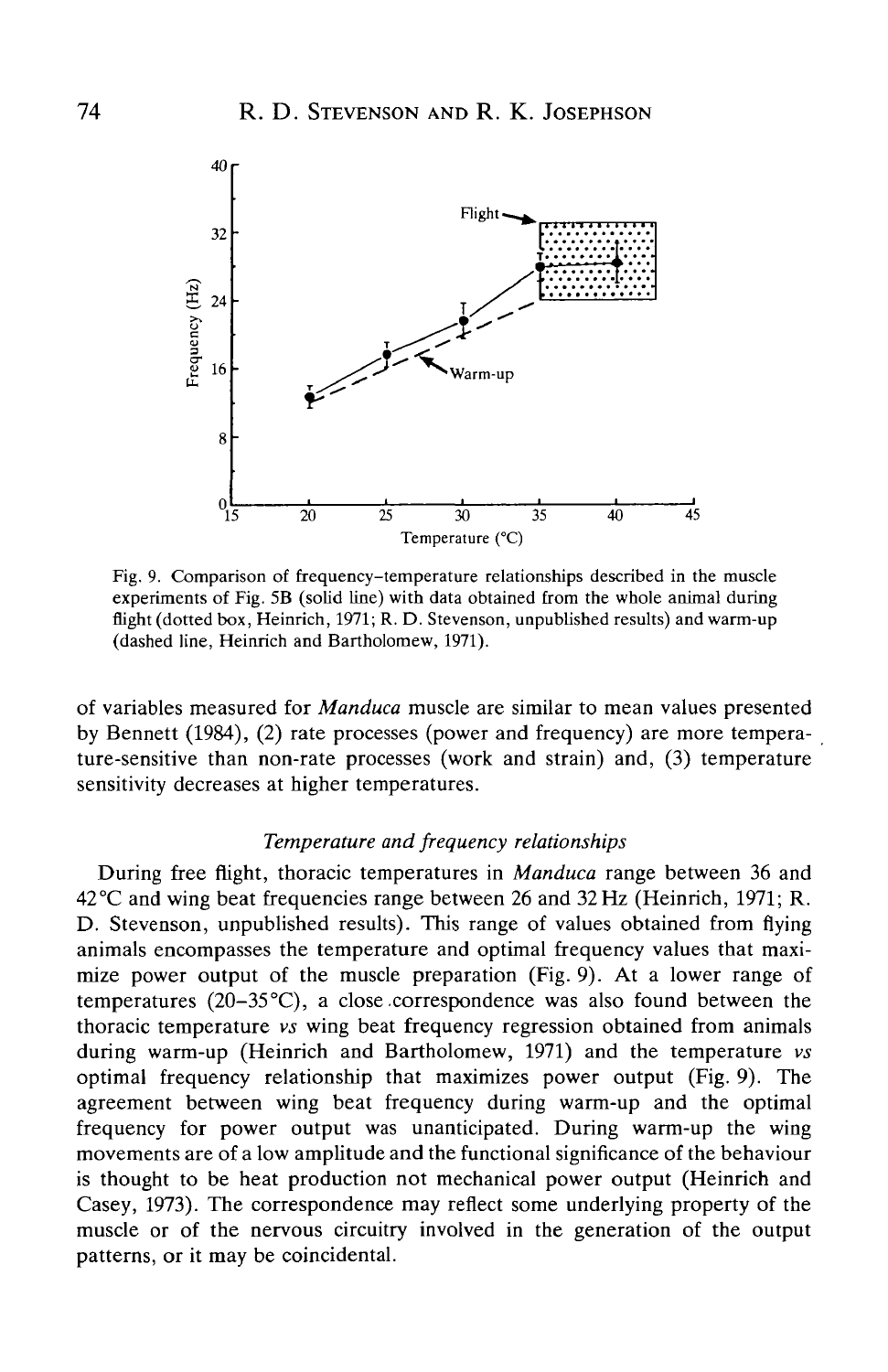Fig. 9. Comparison of frequency–temperature relationships described in the muscle experiments of Fig. 5B (solid line) with data obtained from the whole animal during flight (dotted box, Heinrich, 1971; R. D. Stevenson, unpublished results) and warm-up (dashed line, Heinrich and Bartholomew, 1971).

of variables measured for *Manduca* muscle are similar to mean values presented by Bennett (1984), (2) rate processes (power and frequency) are more temperature-sensitive than non-rate processes (work and strain) and, (3) temperature sensitivity decreases at higher temperatures.

### *Temperature and frequency relationships*

During free flight, thoracic temperatures in *Manduca* range between 36 and 42°C and wing beat frequencies range between 26 and 32 Hz (Heinrich, 1971; R. D. Stevenson, unpublished results). This range of values obtained from flying animals encompasses the temperature and optimal frequency values that maximize power output of the muscle preparation (Fig. 9). At a lower range of temperatures (20–35°C), a close correspondence was also found between the thoracic temperature *vs* wing beat frequency regression obtained from animals during warm-up (Heinrich and Bartholomew, 1971) and the temperature *vs* optimal frequency relationship that maximizes power output (Fig. 9). The agreement between wing beat frequency during warm-up and the optimal frequency for power output was unanticipated. During warm-up the wing movements are of a low amplitude and the functional significance of the behaviour is thought to be heat production not mechanical power output (Heinrich and Casey, 1973). The correspondence may reflect some underlying property of the muscle or of the nervous circuitry involved in the generation of the output patterns, or it may be coincidental.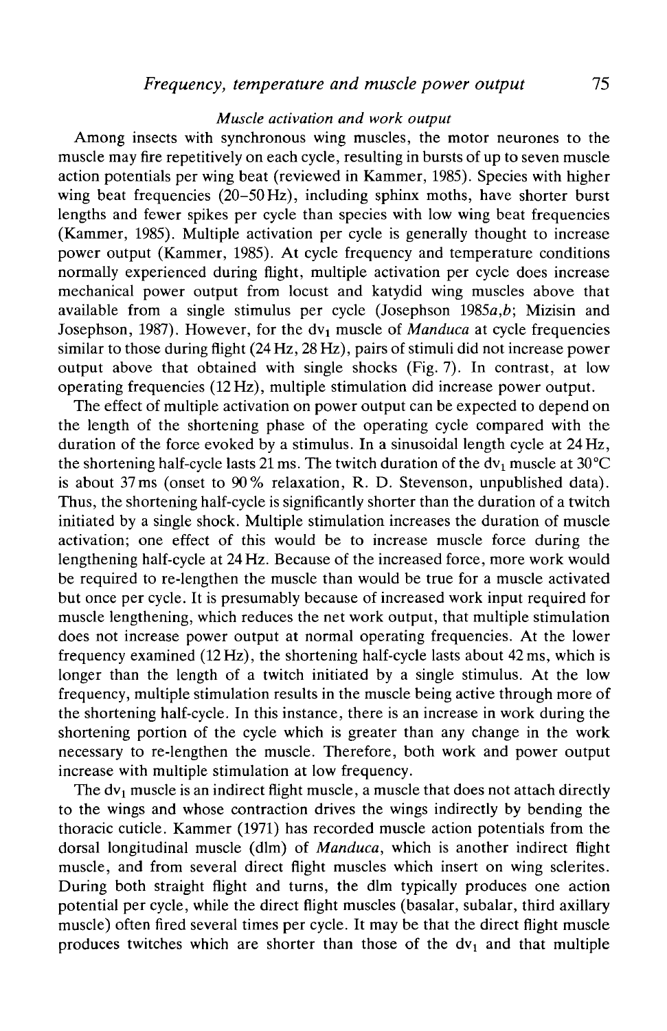### *Muscle activation and work output*

Among insects with synchronous wing muscles, the motor neurones to the muscle may fire repetitively on each cycle, resulting in bursts of up to seven muscle action potentials per wing beat (reviewed in Kammer, 1985). Species with higher wing beat frequencies (20–50 Hz), including sphinx moths, have shorter burst lengths and fewer spikes per cycle than species with low wing beat frequencies (Kammer, 1985). Multiple activation per cycle is generally thought to increase power output (Kammer, 1985). At cycle frequency and temperature conditions normally experienced during flight, multiple activation per cycle does increase mechanical power output from locust and katydid wing muscles above that available from a single stimulus per cycle (Josephson 1985*a*,*b*; Mizisin and Josephson, 1987). However, for the $dv_1$ muscle of *Manduca* at cycle frequencies similar to those during flight (24 Hz, 28 Hz), pairs of stimuli did not increase power output above that obtained with single shocks (Fig. 7). In contrast, at low operating frequencies (12 Hz), multiple stimulation did increase power output.

The effect of multiple activation on power output can be expected to depend on the length of the shortening phase of the operating cycle compared with the duration of the force evoked by a stimulus. In a sinusoidal length cycle at 24 Hz, the shortening half-cycle lasts 21 ms. The twitch duration of the $dv_1$ muscle at 30 °C is about 37 ms (onset to 90 % relaxation, R. D. Stevenson, unpublished data). Thus, the shortening half-cycle is significantly shorter than the duration of a twitch initiated by a single shock. Multiple stimulation increases the duration of muscle activation; one effect of this would be to increase muscle force during the lengthening half-cycle at 24 Hz. Because of the increased force, more work would be required to re-lengthen the muscle than would be true for a muscle activated but once per cycle. It is presumably because of increased work input required for muscle lengthening, which reduces the net work output, that multiple stimulation does not increase power output at normal operating frequencies. At the lower frequency examined (12 Hz), the shortening half-cycle lasts about 42 ms, which is longer than the length of a twitch initiated by a single stimulus. At the low frequency, multiple stimulation results in the muscle being active through more of the shortening half-cycle. In this instance, there is an increase in work during the shortening portion of the cycle which is greater than any change in the work necessary to re-lengthen the muscle. Therefore, both work and power output increase with multiple stimulation at low frequency.

The $dv_1$ muscle is an indirect flight muscle, a muscle that does not attach directly to the wings and whose contraction drives the wings indirectly by bending the thoracic cuticle. Kammer (1971) has recorded muscle action potentials from the dorsal longitudinal muscle (dlm) of *Manduca*, which is another indirect flight muscle, and from several direct flight muscles which insert on wing sclerites. During both straight flight and turns, the dlm typically produces one action potential per cycle, while the direct flight muscles (basalar, subalar, third axillary muscle) often fired several times per cycle. It may be that the direct flight muscle produces twitches which are shorter than those of the $dv_1$ and that multiple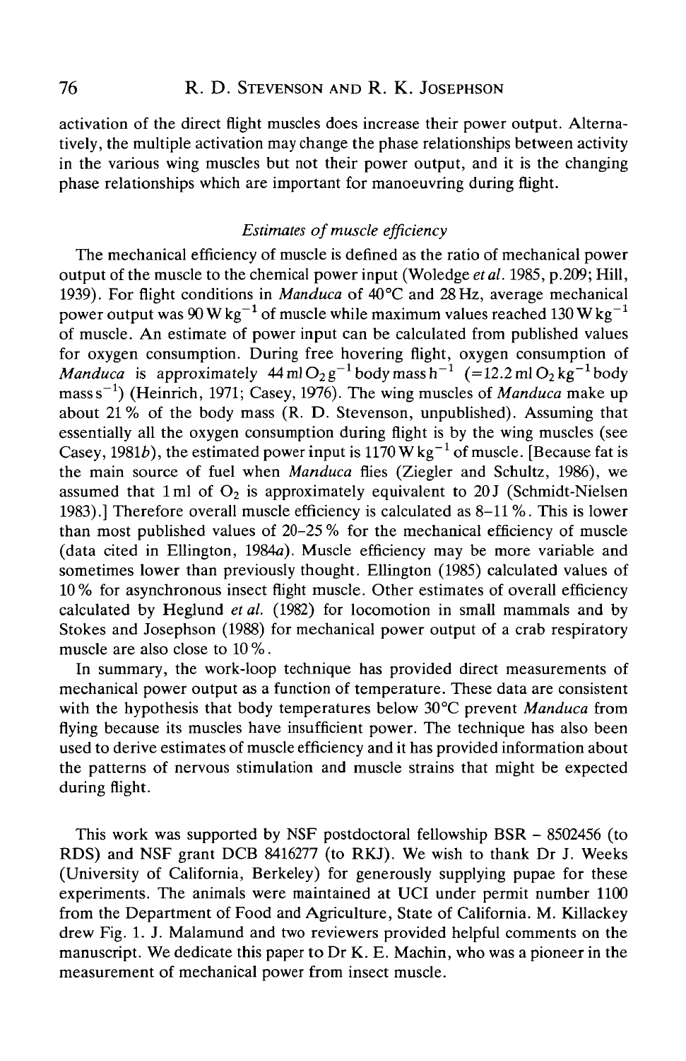activation of the direct flight muscles does increase their power output. Alternatively, the multiple activation may change the phase relationships between activity in the various wing muscles but not their power output, and it is the changing phase relationships which are important for manoeuvring during flight.

### *Estimates of muscle efficiency*

The mechanical efficiency of muscle is defined as the ratio of mechanical power output of the muscle to the chemical power input (Woledge *et al.* 1985, p.209; Hill, 1939). For flight conditions in *Manduca* of 40°C and 28 Hz, average mechanical power output was 90 $W\,kg^{-1}$ of muscle while maximum values reached 130 $W\,kg^{-1}$ of muscle. An estimate of power input can be calculated from published values for oxygen consumption. During free hovering flight, oxygen consumption of *Manduca* is approximately 44 $ml\,O_2\,g^{-1}$ body mass $h^{-1}$ (=12.2 $ml\,O_2\,kg^{-1}$ body mass $s^{-1}$) (Heinrich, 1971; Casey, 1976). The wing muscles of *Manduca* make up about 21 % of the body mass (R. D. Stevenson, unpublished). Assuming that essentially all the oxygen consumption during flight is by the wing muscles (see Casey, 1981*b*), the estimated power input is 1170 $W\,kg^{-1}$ of muscle. [Because fat is the main source of fuel when *Manduca* flies (Ziegler and Schultz, 1986), we assumed that 1 ml of $O_2$ is approximately equivalent to 20 J (Schmidt-Nielsen 1983).] Therefore overall muscle efficiency is calculated as 8–11 %. This is lower than most published values of 20–25 % for the mechanical efficiency of muscle (data cited in Ellington, 1984*a*). Muscle efficiency may be more variable and sometimes lower than previously thought. Ellington (1985) calculated values of 10 % for asynchronous insect flight muscle. Other estimates of overall efficiency calculated by Heglund *et al.* (1982) for locomotion in small mammals and by Stokes and Josephson (1988) for mechanical power output of a crab respiratory muscle are also close to 10 %.

In summary, the work-loop technique has provided direct measurements of mechanical power output as a function of temperature. These data are consistent with the hypothesis that body temperatures below 30°C prevent *Manduca* from flying because its muscles have insufficient power. The technique has also been used to derive estimates of muscle efficiency and it has provided information about the patterns of nervous stimulation and muscle strains that might be expected during flight.

This work was supported by NSF postdoctoral fellowship BSR – 8502456 (to RDS) and NSF grant DCB 8416277 (to RKJ). We wish to thank Dr J. Weeks (University of California, Berkeley) for generously supplying pupae for these experiments. The animals were maintained at UCI under permit number 1100 from the Department of Food and Agriculture, State of California. M. Killackey drew Fig. 1. J. Malamund and two reviewers provided helpful comments on the manuscript. We dedicate this paper to Dr K. E. Machin, who was a pioneer in the measurement of mechanical power from insect muscle.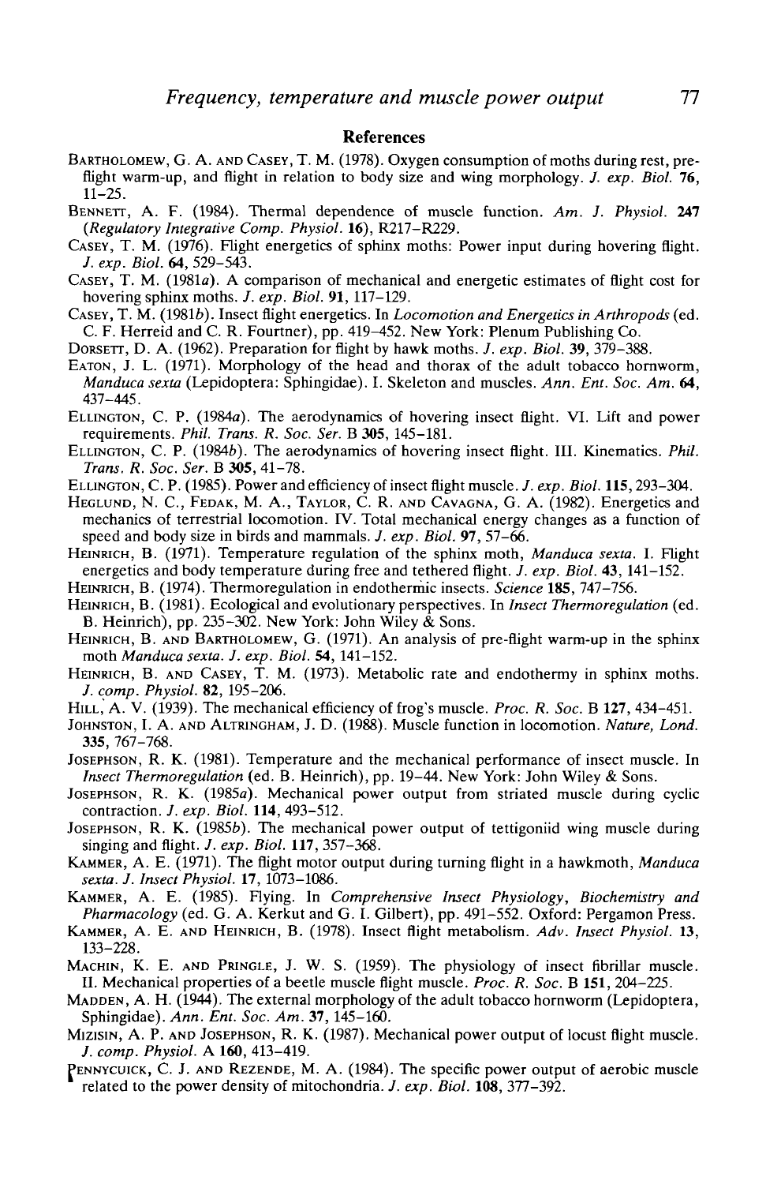## References

Bartholomew, G. A. and Casey, T. M. (1978). Oxygen consumption of moths during rest, pre-flight warm-up, and flight in relation to body size and wing morphology. *J. exp. Biol.* **76**, 11–25.

Bennett, A. F. (1984). Thermal dependence of muscle function. *Am. J. Physiol.* **247** (*Regulatory Integrative Comp. Physiol.* **16**), R217–R229.

Casey, T. M. (1976). Flight energetics of sphinx moths: Power input during hovering flight. *J. exp. Biol.* **64**, 529–543.

Casey, T. M. (1981*a*). A comparison of mechanical and energetic estimates of flight cost for hovering sphinx moths. *J. exp. Biol.* **91**, 117–129.

Casey, T. M. (1981*b*). Insect flight energetics. In *Locomotion and Energetics in Arthropods* (ed. C. F. Herreid and C. R. Fourtner), pp. 419–452. New York: Plenum Publishing Co.

Dorsett, D. A. (1962). Preparation for flight by hawk moths. *J. exp. Biol.* **39**, 379–388.

Eaton, J. L. (1971). Morphology of the head and thorax of the adult tobacco hornworm, *Manduca sexta* (Lepidoptera: Sphingidae). I. Skeleton and muscles. *Ann. Ent. Soc. Am.* **64**, 437–445.

Ellington, C. P. (1984*a*). The aerodynamics of hovering insect flight. VI. Lift and power requirements. *Phil. Trans. R. Soc. Ser.* B **305**, 145–181.

Ellington, C. P. (1984*b*). The aerodynamics of hovering insect flight. III. Kinematics. *Phil. Trans. R. Soc. Ser.* B **305**, 41–78.

Ellington, C. P. (1985). Power and efficiency of insect flight muscle. *J. exp. Biol.* **115**, 293–304.

Heglund, N. C., Fedak, M. A., Taylor, C. R. and Cavagna, G. A. (1982). Energetics and mechanics of terrestrial locomotion. IV. Total mechanical energy changes as a function of speed and body size in birds and mammals. *J. exp. Biol.* **97**, 57–66.

Heinrich, B. (1971). Temperature regulation of the sphinx moth, *Manduca sexta*. I. Flight energetics and body temperature during free and tethered flight. *J. exp. Biol.* **43**, 141–152.

Heinrich, B. (1974). Thermoregulation in endothermic insects. *Science* **185**, 747–756.

Heinrich, B. (1981). Ecological and evolutionary perspectives. In *Insect Thermoregulation* (ed. B. Heinrich), pp. 235–302. New York: John Wiley & Sons.

Heinrich, B. and Bartholomew, G. (1971). An analysis of pre-flight warm-up in the sphinx moth *Manduca sexta*. *J. exp. Biol.* **54**, 141–152.

Heinrich, B. and Casey, T. M. (1973). Metabolic rate and endothermy in sphinx moths. *J. comp. Physiol.* **82**, 195–206.

Hill, A. V. (1939). The mechanical efficiency of frog's muscle. *Proc. R. Soc.* B **127**, 434–451.

Johnston, I. A. and Altringham, J. D. (1988). Muscle function in locomotion. *Nature, Lond.* **335**, 767–768.

Josephson, R. K. (1981). Temperature and the mechanical performance of insect muscle. In *Insect Thermoregulation* (ed. B. Heinrich), pp. 19–44. New York: John Wiley & Sons.

Josephson, R. K. (1985*a*). Mechanical power output from striated muscle during cyclic contraction. *J. exp. Biol.* **114**, 493–512.

Josephson, R. K. (1985*b*). The mechanical power output of tettigoniid wing muscle during singing and flight. *J. exp. Biol.* **117**, 357–368.

Kammer, A. E. (1971). The flight motor output during turning flight in a hawkmoth, *Manduca sexta*. *J. Insect Physiol.* **17**, 1073–1086.

Kammer, A. E. (1985). Flying. In *Comprehensive Insect Physiology, Biochemistry and Pharmacology* (ed. G. A. Kerkut and G. I. Gilbert), pp. 491–552. Oxford: Pergamon Press.

Kammer, A. E. and Heinrich, B. (1978). Insect flight metabolism. *Adv. Insect Physiol.* **13**, 133–228.

Machin, K. E. and Pringle, J. W. S. (1959). The physiology of insect fibrillar muscle. II. Mechanical properties of a beetle muscle flight muscle. *Proc. R. Soc.* B **151**, 204–225.

Madden, A. H. (1944). The external morphology of the adult tobacco hornworm (Lepidoptera, Sphingidae). *Ann. Ent. Soc. Am.* **37**, 145–160.

Mizisin, A. P. and Josephson, R. K. (1987). Mechanical power output of locust flight muscle. *J. comp. Physiol.* A **160**, 413–419.

Pennycuick, C. J. and Rezende, M. A. (1984). The specific power output of aerobic muscle related to the power density of mitochondria. *J. exp. Biol.* **108**, 377–392.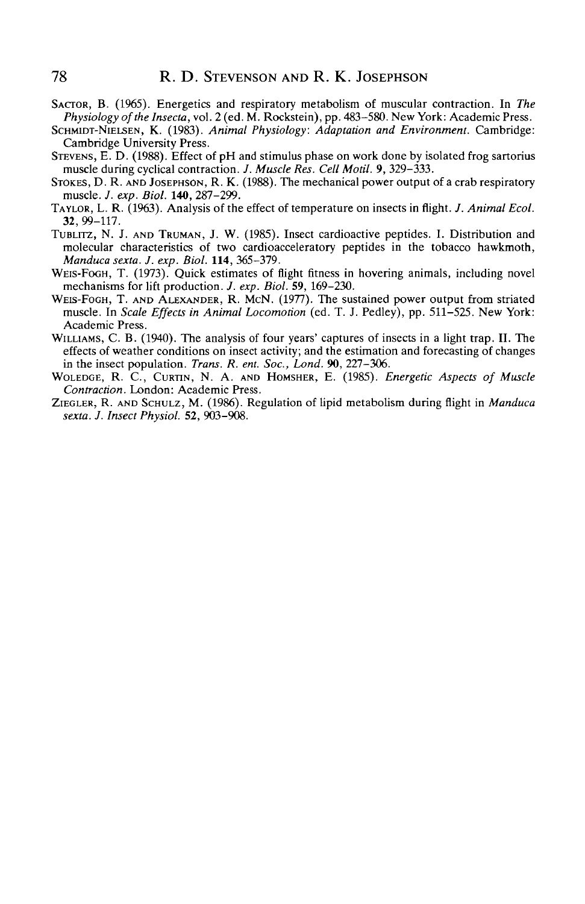SACTOR, B. (1965). Energetics and respiratory metabolism of muscular contraction. In *The Physiology of the Insecta*, vol. 2 (ed. M. Rockstein), pp. 483–580. New York: Academic Press.

SCHMIDT-NIELSEN, K. (1983). *Animal Physiology: Adaptation and Environment*. Cambridge: Cambridge University Press.

STEVENS, E. D. (1988). Effect of pH and stimulus phase on work done by isolated frog sartorius muscle during cyclical contraction. *J. Muscle Res. Cell Motil.* **9**, 329–333.

STOKES, D. R. AND JOSEPHSON, R. K. (1988). The mechanical power output of a crab respiratory muscle. *J. exp. Biol.* **140**, 287–299.

TAYLOR, L. R. (1963). Analysis of the effect of temperature on insects in flight. *J. Animal Ecol.* **32**, 99–117.

TUBLITZ, N. J. AND TRUMAN, J. W. (1985). Insect cardioactive peptides. I. Distribution and molecular characteristics of two cardioacceleratory peptides in the tobacco hawkmoth, *Manduca sexta*. *J. exp. Biol.* **114**, 365–379.

WEIS-FOGH, T. (1973). Quick estimates of flight fitness in hovering animals, including novel mechanisms for lift production. *J. exp. Biol.* **59**, 169–230.

WEIS-FOGH, T. AND ALEXANDER, R. MCN. (1977). The sustained power output from striated muscle. In *Scale Effects in Animal Locomotion* (ed. T. J. Pedley), pp. 511–525. New York: Academic Press.

WILLIAMS, C. B. (1940). The analysis of four years' captures of insects in a light trap. II. The effects of weather conditions on insect activity; and the estimation and forecasting of changes in the insect population. *Trans. R. ent. Soc., Lond.* **90**, 227–306.

WOLEDGE, R. C., CURTIN, N. A. AND HOMSHER, E. (1985). *Energetic Aspects of Muscle Contraction*. London: Academic Press.

ZIEGLER, R. AND SCHULZ, M. (1986). Regulation of lipid metabolism during flight in *Manduca sexta*. *J. Insect Physiol.* **52**, 903–908.